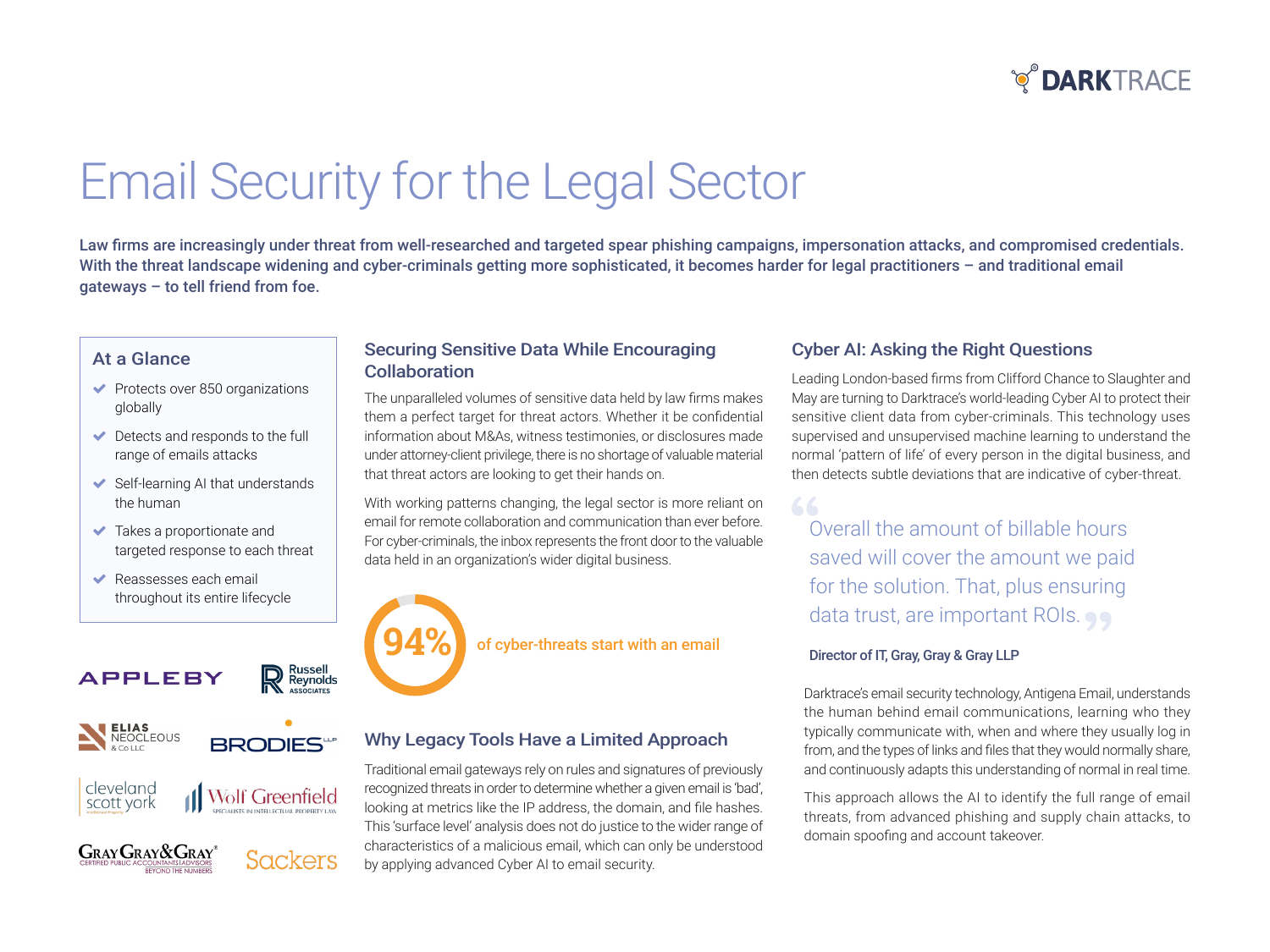# Email Security for the Legal Sector

**Law firms are increasingly under threat from well-researched and targeted spear phishing campaigns, impersonation attacks, and compromised credentials. With the threat landscape widening and cyber-criminals getting more sophisticated, it becomes harder for legal practitioners – and traditional email gateways – to tell friend from foe.**

### At a Glance

- Protects over 850 organizations globally
- Detects and responds to the full range of emails attacks
- Self-learning AI that understands the human
- Takes a proportionate and targeted response to each threat
- Reassesses each email throughout its entire lifecycle

APPLEBY · Russell Reynolds Associates · Elias Neocleous & Co LLC · Brodies LLP · cleveland scott york · Wolf Greenfield · Gray Gray & Gray · Sackers

## Securing Sensitive Data While Encouraging Collaboration

The unparalleled volumes of sensitive data held by law firms makes them a perfect target for threat actors. Whether it be confidential information about M&As, witness testimonies, or disclosures made under attorney-client privilege, there is no shortage of valuable material that threat actors are looking to get their hands on.

With working patterns changing, the legal sector is more reliant on email for remote collaboration and communication than ever before. For cyber-criminals, the inbox represents the front door to the valuable data held in an organization's wider digital business.

**94%** of cyber-threats start with an email

## Why Legacy Tools Have a Limited Approach

Traditional email gateways rely on rules and signatures of previously recognized threats in order to determine whether a given email is 'bad', looking at metrics like the IP address, the domain, and file hashes. This 'surface level' analysis does not do justice to the wider range of characteristics of a malicious email, which can only be understood by applying advanced Cyber AI to email security.

## Cyber AI: Asking the Right Questions

Leading London-based firms from Clifford Chance to Slaughter and May are turning to Darktrace's world-leading Cyber AI to protect their sensitive client data from cyber-criminals. This technology uses supervised and unsupervised machine learning to understand the normal 'pattern of life' of every person in the digital business, and then detects subtle deviations that are indicative of cyber-threat.

> "Overall the amount of billable hours saved will cover the amount we paid for the solution. That, plus ensuring data trust, are important ROIs."
>
> **Director of IT, Gray, Gray & Gray LLP**

Darktrace's email security technology, Antigena Email, understands the human behind email communications, learning who they typically communicate with, when and where they usually log in from, and the types of links and files that they would normally share, and continuously adapts this understanding of normal in real time.

This approach allows the AI to identify the full range of email threats, from advanced phishing and supply chain attacks, to domain spoofing and account takeover.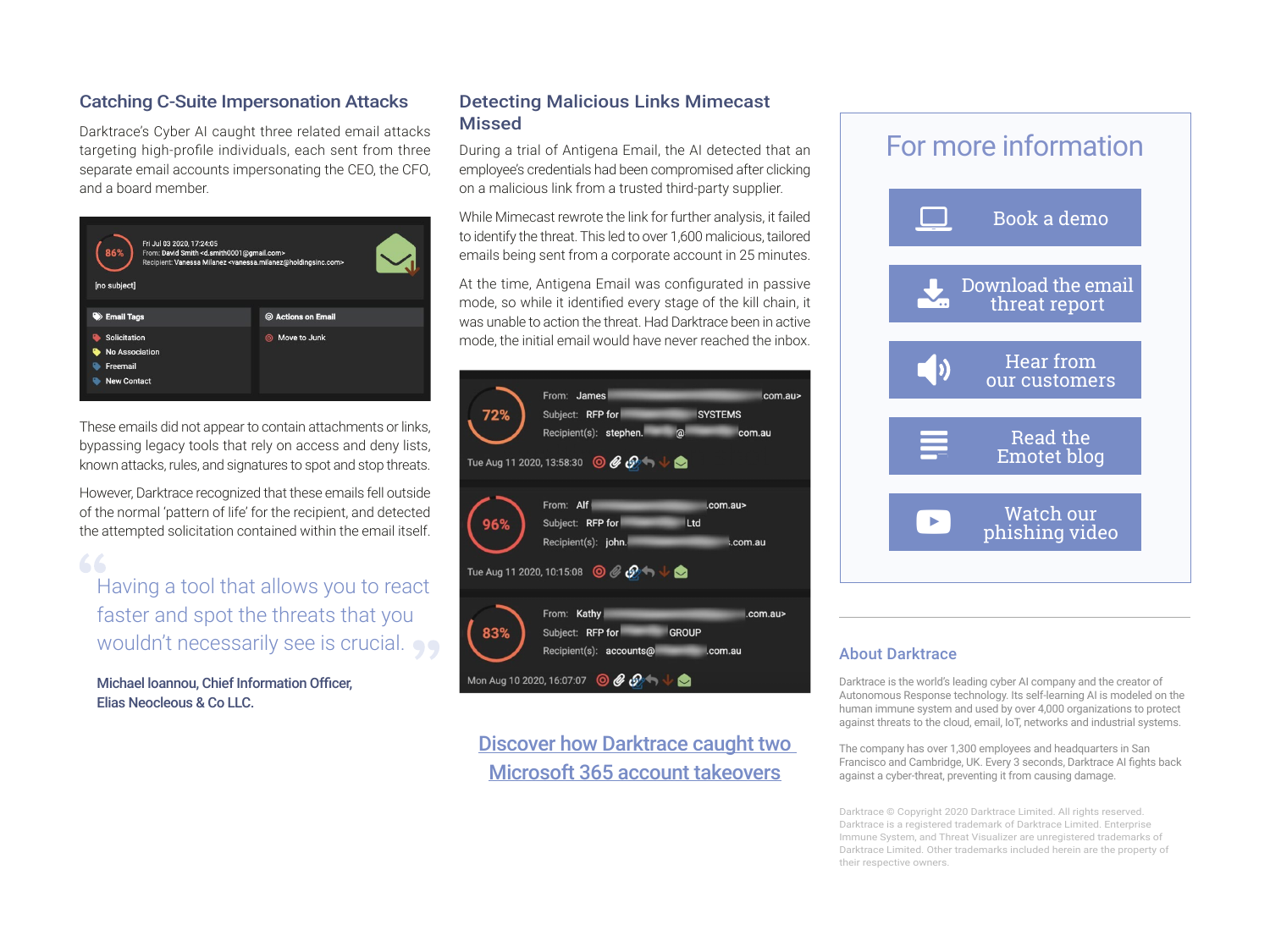## Catching C-Suite Impersonation Attacks

Darktrace's Cyber AI caught three related email attacks targeting high-profile individuals, each sent from three separate email accounts impersonating the CEO, the CFO, and a board member.

These emails did not appear to contain attachments or links, bypassing legacy tools that rely on access and deny lists, known attacks, rules, and signatures to spot and stop threats.

However, Darktrace recognized that these emails fell outside of the normal 'pattern of life' for the recipient, and detected the attempted solicitation contained within the email itself.

> Having a tool that allows you to react faster and spot the threats that you wouldn't necessarily see is crucial.

**Michael Ioannou, Chief Information Officer, Elias Neocleous & Co LLC.**

## Detecting Malicious Links Mimecast Missed

During a trial of Antigena Email, the AI detected that an employee's credentials had been compromised after clicking on a malicious link from a trusted third-party supplier.

While Mimecast rewrote the link for further analysis, it failed to identify the threat. This led to over 1,600 malicious, tailored emails being sent from a corporate account in 25 minutes.

At the time, Antigena Email was configurated in passive mode, so while it identified every stage of the kill chain, it was unable to action the threat. Had Darktrace been in active mode, the initial email would have never reached the inbox.

[Discover how Darktrace caught two Microsoft 365 account takeovers]

## For more information

- Book a demo
- Download the email threat report
- Hear from our customers
- Read the Emotet blog
- Watch our phishing video

### About Darktrace

Darktrace is the world's leading cyber AI company and the creator of Autonomous Response technology. Its self-learning AI is modeled on the human immune system and used by over 4,000 organizations to protect against threats to the cloud, email, IoT, networks and industrial systems.

The company has over 1,300 employees and headquarters in San Francisco and Cambridge, UK. Every 3 seconds, Darktrace AI fights back against a cyber-threat, preventing it from causing damage.

Darktrace © Copyright 2020 Darktrace Limited. All rights reserved. Darktrace is a registered trademark of Darktrace Limited. Enterprise Immune System, and Threat Visualizer are unregistered trademarks of Darktrace Limited. Other trademarks included herein are the property of their respective owners.